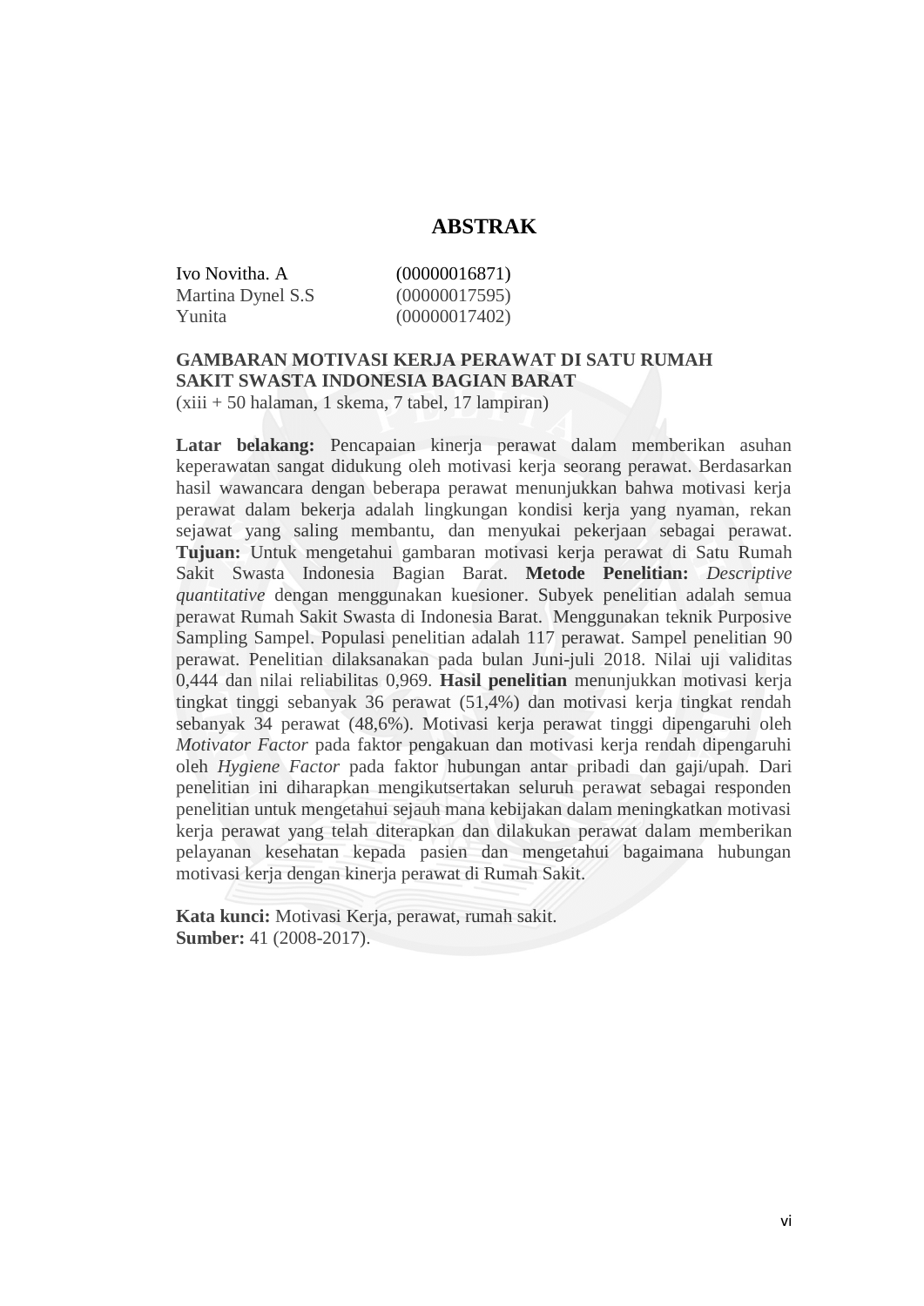# ABSTRAK

Ivo Novitha. A (00000016871)
Martina Dynel S.S (00000017595)
Yunita (00000017402)

**GAMBARAN MOTIVASI KERJA PERAWAT DI SATU RUMAH SAKIT SWASTA INDONESIA BAGIAN BARAT**
(xiii + 50 halaman, 1 skema, 7 tabel, 17 lampiran)

**Latar belakang:** Pencapaian kinerja perawat dalam memberikan asuhan keperawatan sangat didukung oleh motivasi kerja seorang perawat. Berdasarkan hasil wawancara dengan beberapa perawat menunjukkan bahwa motivasi kerja perawat dalam bekerja adalah lingkungan kondisi kerja yang nyaman, rekan sejawat yang saling membantu, dan menyukai pekerjaan sebagai perawat. **Tujuan:** Untuk mengetahui gambaran motivasi kerja perawat di Satu Rumah Sakit Swasta Indonesia Bagian Barat. **Metode Penelitian:** *Descriptive quantitative* dengan menggunakan kuesioner. Subyek penelitian adalah semua perawat Rumah Sakit Swasta di Indonesia Barat. Menggunakan teknik Purposive Sampling Sampel. Populasi penelitian adalah 117 perawat. Sampel penelitian 90 perawat. Penelitian dilaksanakan pada bulan Juni-juli 2018. Nilai uji validitas 0,444 dan nilai reliabilitas 0,969. **Hasil penelitian** menunjukkan motivasi kerja tingkat tinggi sebanyak 36 perawat (51,4%) dan motivasi kerja tingkat rendah sebanyak 34 perawat (48,6%). Motivasi kerja perawat tinggi dipengaruhi oleh *Motivator Factor* pada faktor pengakuan dan motivasi kerja rendah dipengaruhi oleh *Hygiene Factor* pada faktor hubungan antar pribadi dan gaji/upah. Dari penelitian ini diharapkan mengikutsertakan seluruh perawat sebagai responden penelitian untuk mengetahui sejauh mana kebijakan dalam meningkatkan motivasi kerja perawat yang telah diterapkan dan dilakukan perawat dalam memberikan pelayanan kesehatan kepada pasien dan mengetahui bagaimana hubungan motivasi kerja dengan kinerja perawat di Rumah Sakit.

**Kata kunci:** Motivasi Kerja, perawat, rumah sakit.
**Sumber:** 41 (2008-2017).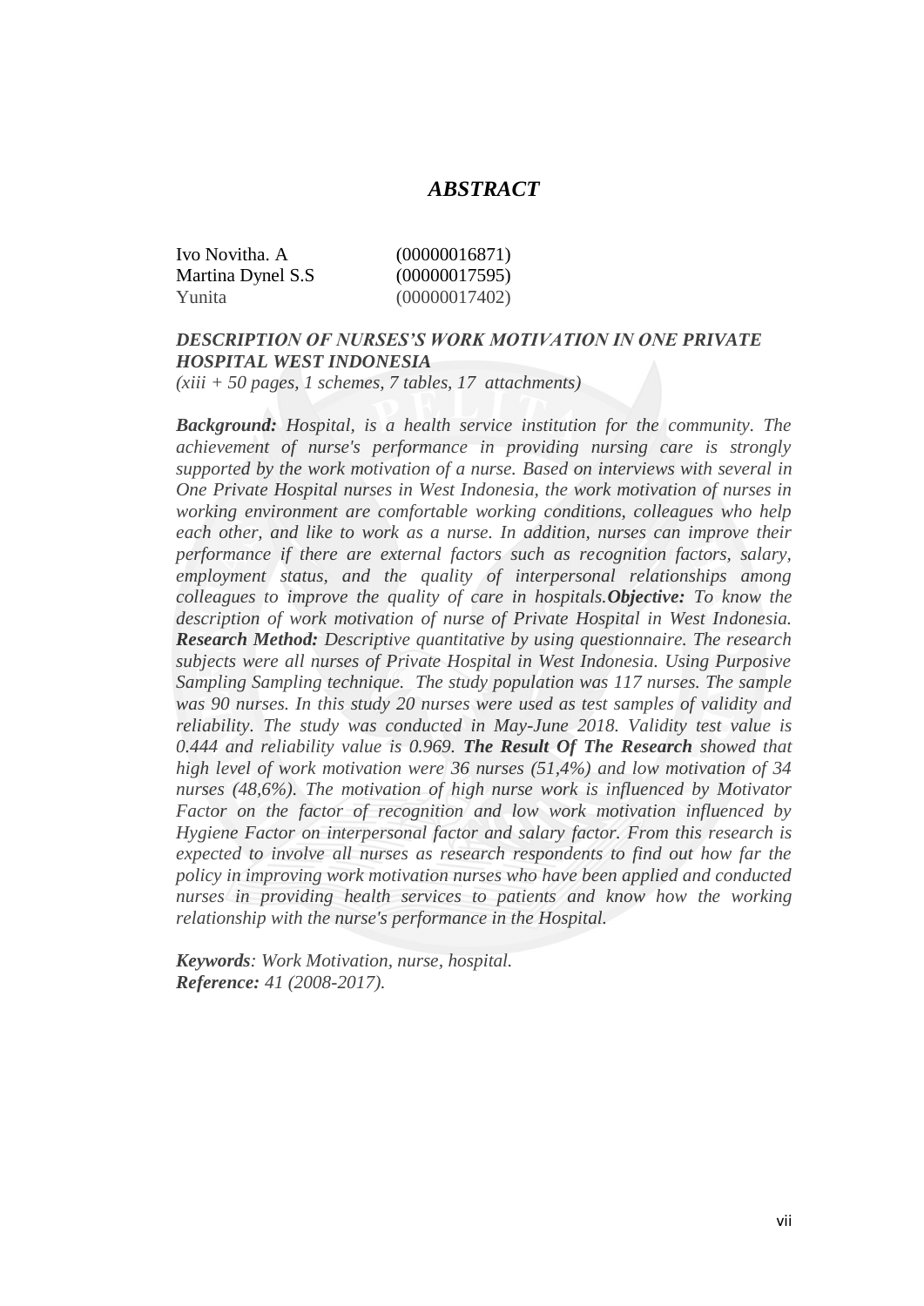# *ABSTRACT*

Ivo Novitha. A (00000016871)
Martina Dynel S.S (00000017595)
Yunita (00000017402)

***DESCRIPTION OF NURSES'S WORK MOTIVATION IN ONE PRIVATE HOSPITAL WEST INDONESIA***
*(xiii + 50 pages, 1 schemes, 7 tables, 17 attachments)*

***Background:*** *Hospital, is a health service institution for the community. The achievement of nurse's performance in providing nursing care is strongly supported by the work motivation of a nurse. Based on interviews with several in One Private Hospital nurses in West Indonesia, the work motivation of nurses in working environment are comfortable working conditions, colleagues who help each other, and like to work as a nurse. In addition, nurses can improve their performance if there are external factors such as recognition factors, salary, employment status, and the quality of interpersonal relationships among colleagues to improve the quality of care in hospitals.**Objective:** To know the description of work motivation of nurse of Private Hospital in West Indonesia.* ***Research Method:*** *Descriptive quantitative by using questionnaire. The research subjects were all nurses of Private Hospital in West Indonesia. Using Purposive Sampling Sampling technique. The study population was 117 nurses. The sample was 90 nurses. In this study 20 nurses were used as test samples of validity and reliability. The study was conducted in May-June 2018. Validity test value is 0.444 and reliability value is 0.969.* ***The Result Of The Research*** *showed that high level of work motivation were 36 nurses (51,4%) and low motivation of 34 nurses (48,6%). The motivation of high nurse work is influenced by Motivator Factor on the factor of recognition and low work motivation influenced by Hygiene Factor on interpersonal factor and salary factor. From this research is expected to involve all nurses as research respondents to find out how far the policy in improving work motivation nurses who have been applied and conducted nurses in providing health services to patients and know how the working relationship with the nurse's performance in the Hospital.*

***Keywords****: Work Motivation, nurse, hospital.*
***Reference:*** *41 (2008-2017).*